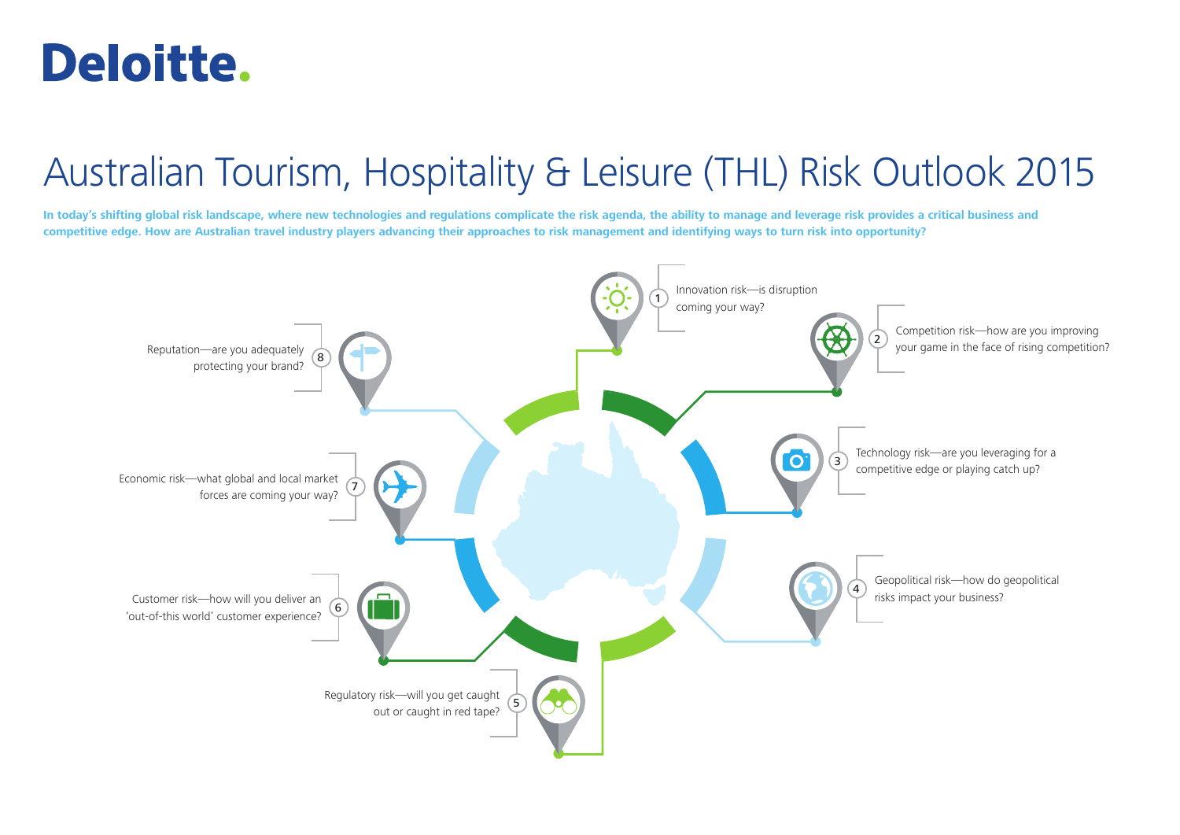Deloitte.

# Australian Tourism, Hospitality & Leisure (THL) Risk Outlook 2015

**In today's shifting global risk landscape, where new technologies and regulations complicate the risk agenda, the ability to manage and leverage risk provides a critical business and competitive edge. How are Australian travel industry players advancing their approaches to risk management and identifying ways to turn risk into opportunity?**

1. Innovation risk—is disruption coming your way?
2. Competition risk—how are you improving your game in the face of rising competition?
3. Technology risk—are you leveraging for a competitive edge or playing catch up?
4. Geopolitical risk—how do geopolitical risks impact your business?
5. Regulatory risk—will you get caught out or caught in red tape?
6. Customer risk—how will you deliver an 'out-of-this world' customer experience?
7. Economic risk—what global and local market forces are coming your way?
8. Reputation—are you adequately protecting your brand?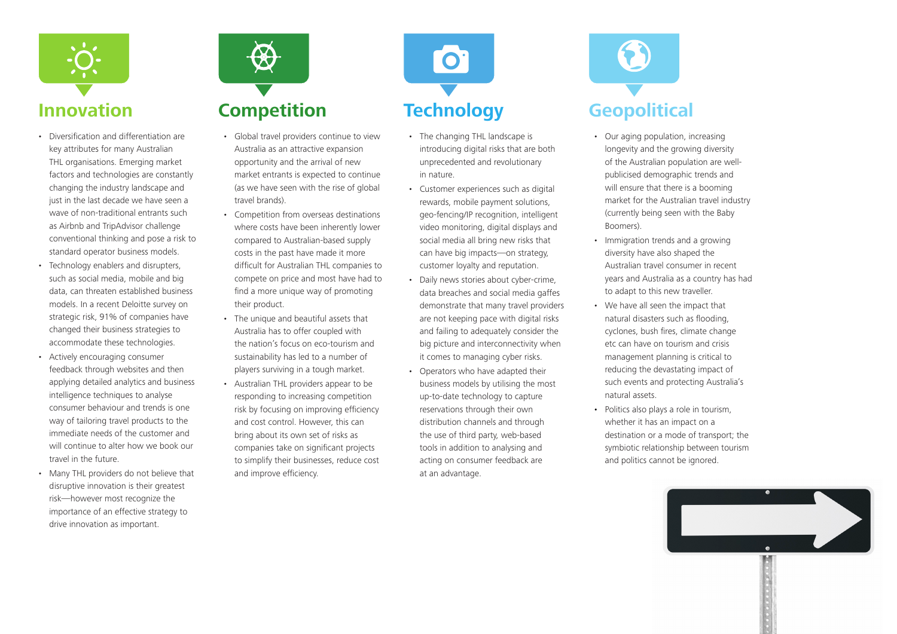## Innovation

- Diversification and differentiation are key attributes for many Australian THL organisations. Emerging market factors and technologies are constantly changing the industry landscape and just in the last decade we have seen a wave of non-traditional entrants such as Airbnb and TripAdvisor challenge conventional thinking and pose a risk to standard operator business models.
- Technology enablers and disrupters, such as social media, mobile and big data, can threaten established business models. In a recent Deloitte survey on strategic risk, 91% of companies have changed their business strategies to accommodate these technologies.
- Actively encouraging consumer feedback through websites and then applying detailed analytics and business intelligence techniques to analyse consumer behaviour and trends is one way of tailoring travel products to the immediate needs of the customer and will continue to alter how we book our travel in the future.
- Many THL providers do not believe that disruptive innovation is their greatest risk—however most recognize the importance of an effective strategy to drive innovation as important.

## Competition

- Global travel providers continue to view Australia as an attractive expansion opportunity and the arrival of new market entrants is expected to continue (as we have seen with the rise of global travel brands).
- Competition from overseas destinations where costs have been inherently lower compared to Australian-based supply costs in the past have made it more difficult for Australian THL companies to compete on price and most have had to find a more unique way of promoting their product.
- The unique and beautiful assets that Australia has to offer coupled with the nation's focus on eco-tourism and sustainability has led to a number of players surviving in a tough market.
- Australian THL providers appear to be responding to increasing competition risk by focusing on improving efficiency and cost control. However, this can bring about its own set of risks as companies take on significant projects to simplify their businesses, reduce cost and improve efficiency.

## Technology

- The changing THL landscape is introducing digital risks that are both unprecedented and revolutionary in nature.
- Customer experiences such as digital rewards, mobile payment solutions, geo-fencing/IP recognition, intelligent video monitoring, digital displays and social media all bring new risks that can have big impacts—on strategy, customer loyalty and reputation.
- Daily news stories about cyber-crime, data breaches and social media gaffes demonstrate that many travel providers are not keeping pace with digital risks and failing to adequately consider the big picture and interconnectivity when it comes to managing cyber risks.
- Operators who have adapted their business models by utilising the most up-to-date technology to capture reservations through their own distribution channels and through the use of third party, web-based tools in addition to analysing and acting on consumer feedback are at an advantage.

## Geopolitical

- Our aging population, increasing longevity and the growing diversity of the Australian population are well-publicised demographic trends and will ensure that there is a booming market for the Australian travel industry (currently being seen with the Baby Boomers).
- Immigration trends and a growing diversity have also shaped the Australian travel consumer in recent years and Australia as a country has had to adapt to this new traveller.
- We have all seen the impact that natural disasters such as flooding, cyclones, bush fires, climate change etc can have on tourism and crisis management planning is critical to reducing the devastating impact of such events and protecting Australia's natural assets.
- Politics also plays a role in tourism, whether it has an impact on a destination or a mode of transport; the symbiotic relationship between tourism and politics cannot be ignored.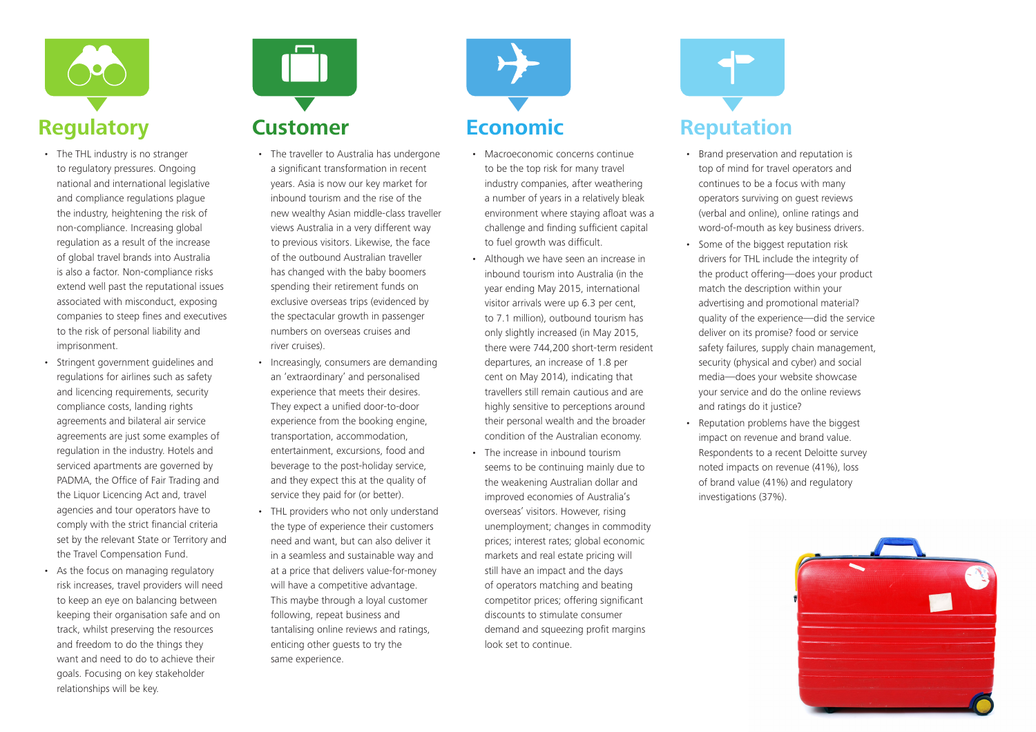## Regulatory

- The THL industry is no stranger to regulatory pressures. Ongoing national and international legislative and compliance regulations plague the industry, heightening the risk of non-compliance. Increasing global regulation as a result of the increase of global travel brands into Australia is also a factor. Non-compliance risks extend well past the reputational issues associated with misconduct, exposing companies to steep fines and executives to the risk of personal liability and imprisonment.
- Stringent government guidelines and regulations for airlines such as safety and licencing requirements, security compliance costs, landing rights agreements and bilateral air service agreements are just some examples of regulation in the industry. Hotels and serviced apartments are governed by PADMA, the Office of Fair Trading and the Liquor Licencing Act and, travel agencies and tour operators have to comply with the strict financial criteria set by the relevant State or Territory and the Travel Compensation Fund.
- As the focus on managing regulatory risk increases, travel providers will need to keep an eye on balancing between keeping their organisation safe and on track, whilst preserving the resources and freedom to do the things they want and need to do to achieve their goals. Focusing on key stakeholder relationships will be key.

## Customer

- The traveller to Australia has undergone a significant transformation in recent years. Asia is now our key market for inbound tourism and the rise of the new wealthy Asian middle-class traveller views Australia in a very different way to previous visitors. Likewise, the face of the outbound Australian traveller has changed with the baby boomers spending their retirement funds on exclusive overseas trips (evidenced by the spectacular growth in passenger numbers on overseas cruises and river cruises).
- Increasingly, consumers are demanding an 'extraordinary' and personalised experience that meets their desires. They expect a unified door-to-door experience from the booking engine, transportation, accommodation, entertainment, excursions, food and beverage to the post-holiday service, and they expect this at the quality of service they paid for (or better).
- THL providers who not only understand the type of experience their customers need and want, but can also deliver it in a seamless and sustainable way and at a price that delivers value-for-money will have a competitive advantage. This maybe through a loyal customer following, repeat business and tantalising online reviews and ratings, enticing other guests to try the same experience.

## Economic

- Macroeconomic concerns continue to be the top risk for many travel industry companies, after weathering a number of years in a relatively bleak environment where staying afloat was a challenge and finding sufficient capital to fuel growth was difficult.
- Although we have seen an increase in inbound tourism into Australia (in the year ending May 2015, international visitor arrivals were up 6.3 per cent, to 7.1 million), outbound tourism has only slightly increased (in May 2015, there were 744,200 short-term resident departures, an increase of 1.8 per cent on May 2014), indicating that travellers still remain cautious and are highly sensitive to perceptions around their personal wealth and the broader condition of the Australian economy.
- The increase in inbound tourism seems to be continuing mainly due to the weakening Australian dollar and improved economies of Australia's overseas' visitors. However, rising unemployment; changes in commodity prices; interest rates; global economic markets and real estate pricing will still have an impact and the days of operators matching and beating competitor prices; offering significant discounts to stimulate consumer demand and squeezing profit margins look set to continue.

## Reputation

- Brand preservation and reputation is top of mind for travel operators and continues to be a focus with many operators surviving on guest reviews (verbal and online), online ratings and word-of-mouth as key business drivers.
- Some of the biggest reputation risk drivers for THL include the integrity of the product offering—does your product match the description within your advertising and promotional material? quality of the experience—did the service deliver on its promise? food or service safety failures, supply chain management, security (physical and cyber) and social media—does your website showcase your service and do the online reviews and ratings do it justice?
- Reputation problems have the biggest impact on revenue and brand value. Respondents to a recent Deloitte survey noted impacts on revenue (41%), loss of brand value (41%) and regulatory investigations (37%).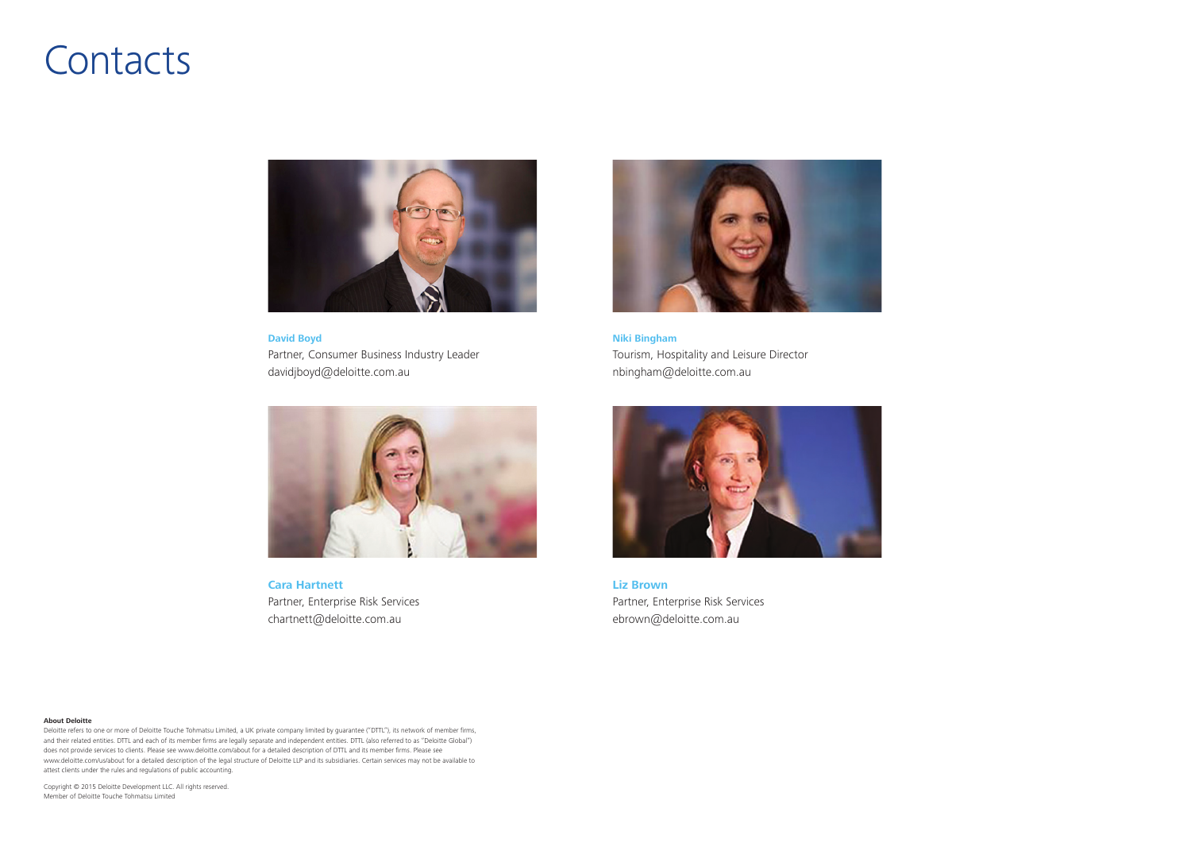# Contacts

**David Boyd**
Partner, Consumer Business Industry Leader
davidjboyd@deloitte.com.au

**Niki Bingham**
Tourism, Hospitality and Leisure Director
nbingham@deloitte.com.au

**Cara Hartnett**
Partner, Enterprise Risk Services
chartnett@deloitte.com.au

**Liz Brown**
Partner, Enterprise Risk Services
ebrown@deloitte.com.au

**About Deloitte**
Deloitte refers to one or more of Deloitte Touche Tohmatsu Limited, a UK private company limited by guarantee ("DTTL"), its network of member firms, and their related entities. DTTL and each of its member firms are legally separate and independent entities. DTTL (also referred to as "Deloitte Global") does not provide services to clients. Please see www.deloitte.com/about for a detailed description of DTTL and its member firms. Please see www.deloitte.com/us/about for a detailed description of the legal structure of Deloitte LLP and its subsidiaries. Certain services may not be available to attest clients under the rules and regulations of public accounting.

Copyright © 2015 Deloitte Development LLC. All rights reserved.
Member of Deloitte Touche Tohmatsu Limited